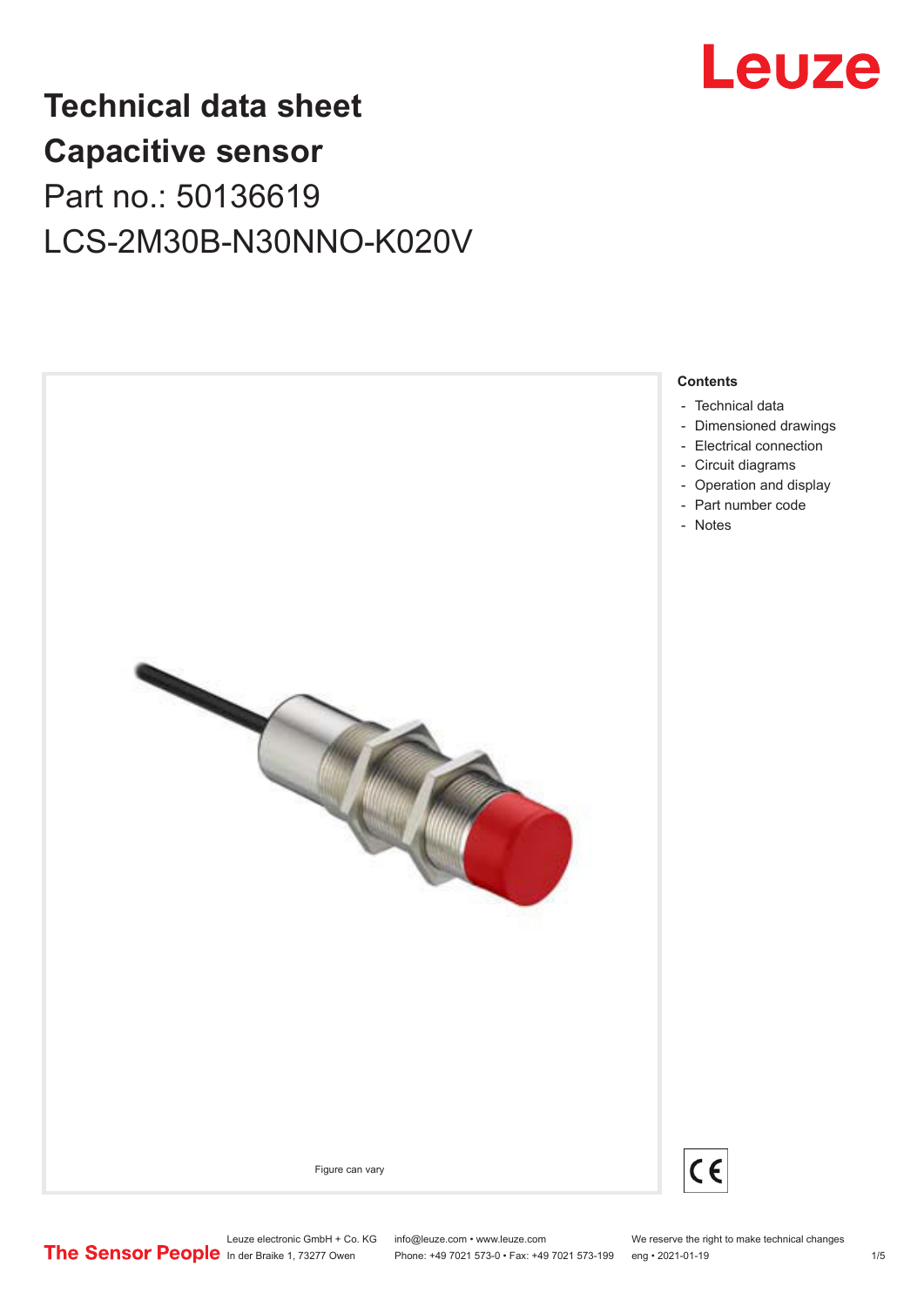# Technical data sheet
# Capacitive sensor

Part no.: 50136619

LCS-2M30B-N30NNO-K020V

Figure can vary

**Contents**

- Technical data
- Dimensioned drawings
- Electrical connection
- Circuit diagrams
- Operation and display
- Part number code
- Notes

Leuze electronic GmbH + Co. KG
In der Braike 1, 73277 Owen

info@leuze.com • www.leuze.com
Phone: +49 7021 573-0 • Fax: +49 7021 573-199

We reserve the right to make technical changes
eng • 2021-01-19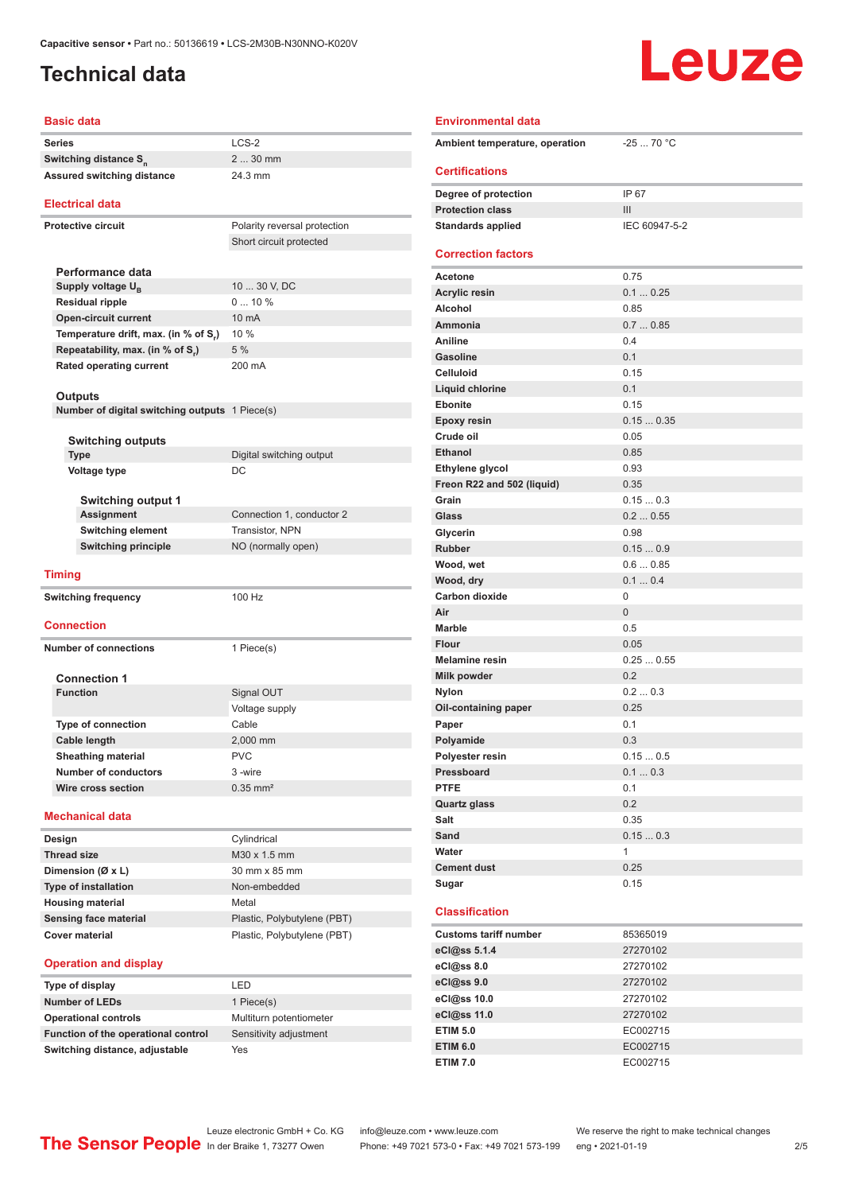Capacitive sensor • Part no.: 50136619 • LCS-2M30B-N30NNO-K020V

# Technical data

## Basic data

| | |
|---|---|
| Series | LCS-2 |
| Switching distance $S_n$ | 2 ... 30 mm |
| Assured switching distance | 24.3 mm |

## Electrical data

| | |
|---|---|
| Protective circuit | Polarity reversal protection |
| | Short circuit protected |

### Performance data

| | |
|---|---|
| Supply voltage $U_B$ | 10 ... 30 V, DC |
| Residual ripple | 0 ... 10 % |
| Open-circuit current | 10 mA |
| Temperature drift, max. (in % of $S_r$) | 10 % |
| Repeatability, max. (in % of $S_r$) | 5 % |
| Rated operating current | 200 mA |

### Outputs

| | |
|---|---|
| Number of digital switching outputs | 1 Piece(s) |

#### Switching outputs

| | |
|---|---|
| Type | Digital switching output |
| Voltage type | DC |

##### Switching output 1

| | |
|---|---|
| Assignment | Connection 1, conductor 2 |
| Switching element | Transistor, NPN |
| Switching principle | NO (normally open) |

## Timing

| | |
|---|---|
| Switching frequency | 100 Hz |

## Connection

| | |
|---|---|
| Number of connections | 1 Piece(s) |

### Connection 1

| | |
|---|---|
| Function | Signal OUT |
| | Voltage supply |
| Type of connection | Cable |
| Cable length | 2,000 mm |
| Sheathing material | PVC |
| Number of conductors | 3 -wire |
| Wire cross section | 0.35 mm² |

## Mechanical data

| | |
|---|---|
| Design | Cylindrical |
| Thread size | M30 x 1.5 mm |
| Dimension (Ø x L) | 30 mm x 85 mm |
| Type of installation | Non-embedded |
| Housing material | Metal |
| Sensing face material | Plastic, Polybutylene (PBT) |
| Cover material | Plastic, Polybutylene (PBT) |

## Operation and display

| | |
|---|---|
| Type of display | LED |
| Number of LEDs | 1 Piece(s) |
| Operational controls | Multiturn potentiometer |
| Function of the operational control | Sensitivity adjustment |
| Switching distance, adjustable | Yes |

## Environmental data

| | |
|---|---|
| Ambient temperature, operation | -25 ... 70 °C |

## Certifications

| | |
|---|---|
| Degree of protection | IP 67 |
| Protection class | III |
| Standards applied | IEC 60947-5-2 |

## Correction factors

| | |
|---|---|
| Acetone | 0.75 |
| Acrylic resin | 0.1 ... 0.25 |
| Alcohol | 0.85 |
| Ammonia | 0.7 ... 0.85 |
| Aniline | 0.4 |
| Gasoline | 0.1 |
| Celluloid | 0.15 |
| Liquid chlorine | 0.1 |
| Ebonite | 0.15 |
| Epoxy resin | 0.15 ... 0.35 |
| Crude oil | 0.05 |
| Ethanol | 0.85 |
| Ethylene glycol | 0.93 |
| Freon R22 and 502 (liquid) | 0.35 |
| Grain | 0.15 ... 0.3 |
| Glass | 0.2 ... 0.55 |
| Glycerin | 0.98 |
| Rubber | 0.15 ... 0.9 |
| Wood, wet | 0.6 ... 0.85 |
| Wood, dry | 0.1 ... 0.4 |
| Carbon dioxide | 0 |
| Air | 0 |
| Marble | 0.5 |
| Flour | 0.05 |
| Melamine resin | 0.25 ... 0.55 |
| Milk powder | 0.2 |
| Nylon | 0.2 ... 0.3 |
| Oil-containing paper | 0.25 |
| Paper | 0.1 |
| Polyamide | 0.3 |
| Polyester resin | 0.15 ... 0.5 |
| Pressboard | 0.1 ... 0.3 |
| PTFE | 0.1 |
| Quartz glass | 0.2 |
| Salt | 0.35 |
| Sand | 0.15 ... 0.3 |
| Water | 1 |
| Cement dust | 0.25 |
| Sugar | 0.15 |

## Classification

| | |
|---|---|
| Customs tariff number | 85365019 |
| eCl@ss 5.1.4 | 27270102 |
| eCl@ss 8.0 | 27270102 |
| eCl@ss 9.0 | 27270102 |
| eCl@ss 10.0 | 27270102 |
| eCl@ss 11.0 | 27270102 |
| ETIM 5.0 | EC002715 |
| ETIM 6.0 | EC002715 |
| ETIM 7.0 | EC002715 |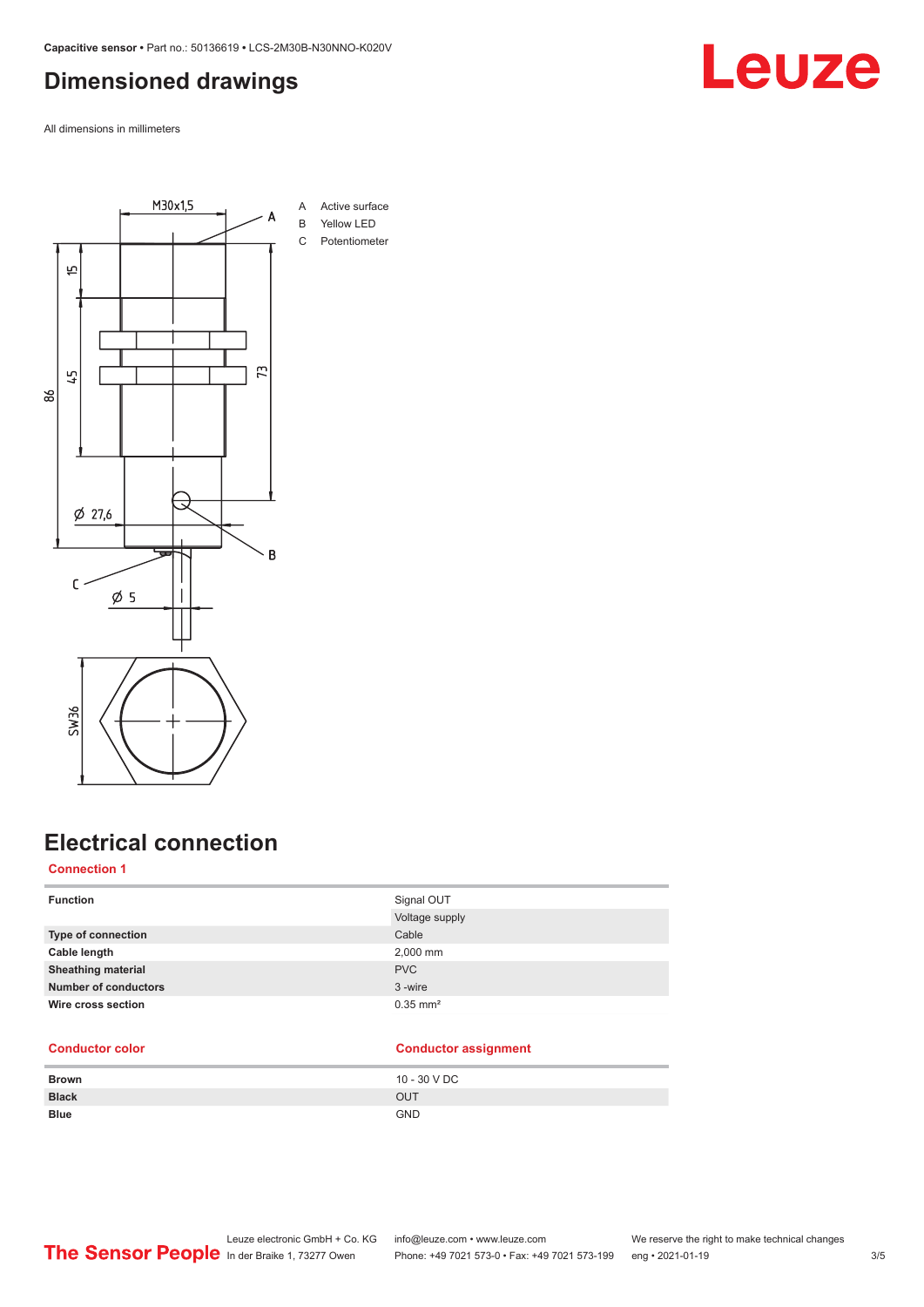# Dimensioned drawings

All dimensions in millimeters

A Active surface
B Yellow LED
C Potentiometer

# Electrical connection

## Connection 1

| | |
|---|---|
| **Function** | Signal OUT |
| | Voltage supply |
| **Type of connection** | Cable |
| **Cable length** | 2,000 mm |
| **Sheathing material** | PVC |
| **Number of conductors** | 3 -wire |
| **Wire cross section** | 0.35 mm² |

| Conductor color | Conductor assignment |
|---|---|
| **Brown** | 10 - 30 V DC |
| **Black** | OUT |
| **Blue** | GND |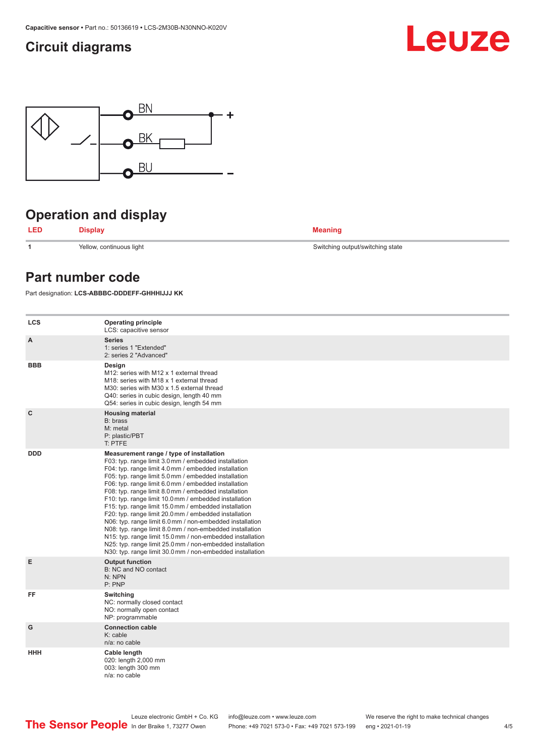## Circuit diagrams

BN +

BK

BU −

## Operation and display

| LED | Display | Meaning |
| --- | --- | --- |
| 1 | Yellow, continuous light | Switching output/switching state |

## Part number code

Part designation: **LCS-ABBBC-DDDEFF-GHHHIJJJ KK**

| | |
| --- | --- |
| LCS | **Operating principle**<br>LCS: capacitive sensor |
| A | **Series**<br>1: series 1 "Extended"<br>2: series 2 "Advanced" |
| BBB | **Design**<br>M12: series with M12 x 1 external thread<br>M18: series with M18 x 1 external thread<br>M30: series with M30 x 1.5 external thread<br>Q40: series in cubic design, length 40 mm<br>Q54: series in cubic design, length 54 mm |
| C | **Housing material**<br>B: brass<br>M: metal<br>P: plastic/PBT<br>T: PTFE |
| DDD | **Measurement range / type of installation**<br>F03: typ. range limit 3.0 mm / embedded installation<br>F04: typ. range limit 4.0 mm / embedded installation<br>F05: typ. range limit 5.0 mm / embedded installation<br>F06: typ. range limit 6.0 mm / embedded installation<br>F08: typ. range limit 8.0 mm / embedded installation<br>F10: typ. range limit 10.0 mm / embedded installation<br>F15: typ. range limit 15.0 mm / embedded installation<br>F20: typ. range limit 20.0 mm / embedded installation<br>N06: typ. range limit 6.0 mm / non-embedded installation<br>N08: typ. range limit 8.0 mm / non-embedded installation<br>N15: typ. range limit 15.0 mm / non-embedded installation<br>N25: typ. range limit 25.0 mm / non-embedded installation<br>N30: typ. range limit 30.0 mm / non-embedded installation |
| E | **Output function**<br>B: NC and NO contact<br>N: NPN<br>P: PNP |
| FF | **Switching**<br>NC: normally closed contact<br>NO: normally open contact<br>NP: programmable |
| G | **Connection cable**<br>K: cable<br>n/a: no cable |
| HHH | **Cable length**<br>020: length 2,000 mm<br>003: length 300 mm<br>n/a: no cable |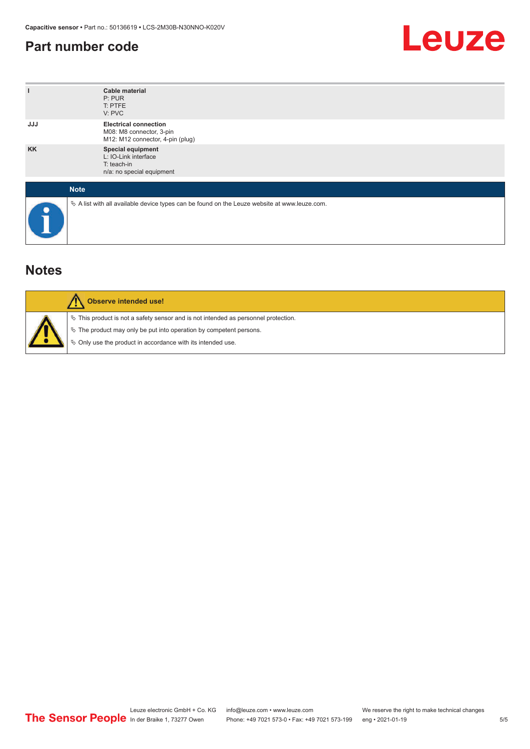## Part number code

| | |
|---|---|
| I | **Cable material**<br>P: PUR<br>T: PTFE<br>V: PVC |
| JJJ | **Electrical connection**<br>M08: M8 connector, 3-pin<br>M12: M12 connector, 4-pin (plug) |
| KK | **Special equipment**<br>L: IO-Link interface<br>T: teach-in<br>n/a: no special equipment |

**Note**

↳ A list with all available device types can be found on the Leuze website at www.leuze.com.

## Notes

**Observe intended use!**

↳ This product is not a safety sensor and is not intended as personnel protection.

↳ The product may only be put into operation by competent persons.

↳ Only use the product in accordance with its intended use.